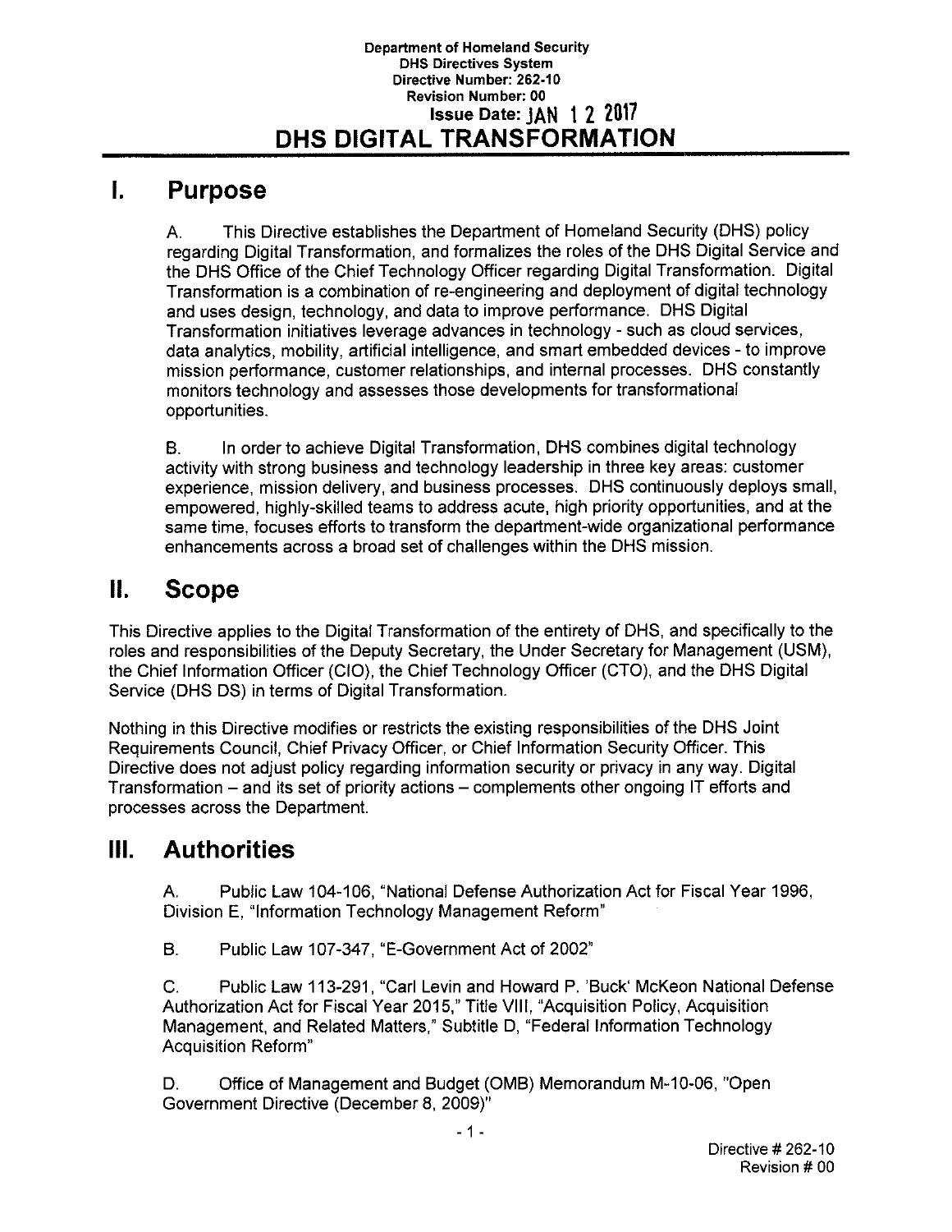Department of Homeland Security
DHS Directives System
Directive Number: 262-10
Revision Number: 00
Issue Date: JAN 12 2017

# DHS DIGITAL TRANSFORMATION

## I. Purpose

A. This Directive establishes the Department of Homeland Security (DHS) policy regarding Digital Transformation, and formalizes the roles of the DHS Digital Service and the DHS Office of the Chief Technology Officer regarding Digital Transformation. Digital Transformation is a combination of re-engineering and deployment of digital technology and uses design, technology, and data to improve performance. DHS Digital Transformation initiatives leverage advances in technology - such as cloud services, data analytics, mobility, artificial intelligence, and smart embedded devices - to improve mission performance, customer relationships, and internal processes. DHS constantly monitors technology and assesses those developments for transformational opportunities.

B. In order to achieve Digital Transformation, DHS combines digital technology activity with strong business and technology leadership in three key areas: customer experience, mission delivery, and business processes. DHS continuously deploys small, empowered, highly-skilled teams to address acute, high priority opportunities, and at the same time, focuses efforts to transform the department-wide organizational performance enhancements across a broad set of challenges within the DHS mission.

## II. Scope

This Directive applies to the Digital Transformation of the entirety of DHS, and specifically to the roles and responsibilities of the Deputy Secretary, the Under Secretary for Management (USM), the Chief Information Officer (CIO), the Chief Technology Officer (CTO), and the DHS Digital Service (DHS DS) in terms of Digital Transformation.

Nothing in this Directive modifies or restricts the existing responsibilities of the DHS Joint Requirements Council, Chief Privacy Officer, or Chief Information Security Officer. This Directive does not adjust policy regarding information security or privacy in any way. Digital Transformation – and its set of priority actions – complements other ongoing IT efforts and processes across the Department.

## III. Authorities

A. Public Law 104-106, "National Defense Authorization Act for Fiscal Year 1996, Division E, "Information Technology Management Reform"

B. Public Law 107-347, "E-Government Act of 2002"

C. Public Law 113-291, "Carl Levin and Howard P. 'Buck' McKeon National Defense Authorization Act for Fiscal Year 2015," Title VIII, "Acquisition Policy, Acquisition Management, and Related Matters," Subtitle D, "Federal Information Technology Acquisition Reform"

D. Office of Management and Budget (OMB) Memorandum M-10-06, "Open Government Directive (December 8, 2009)"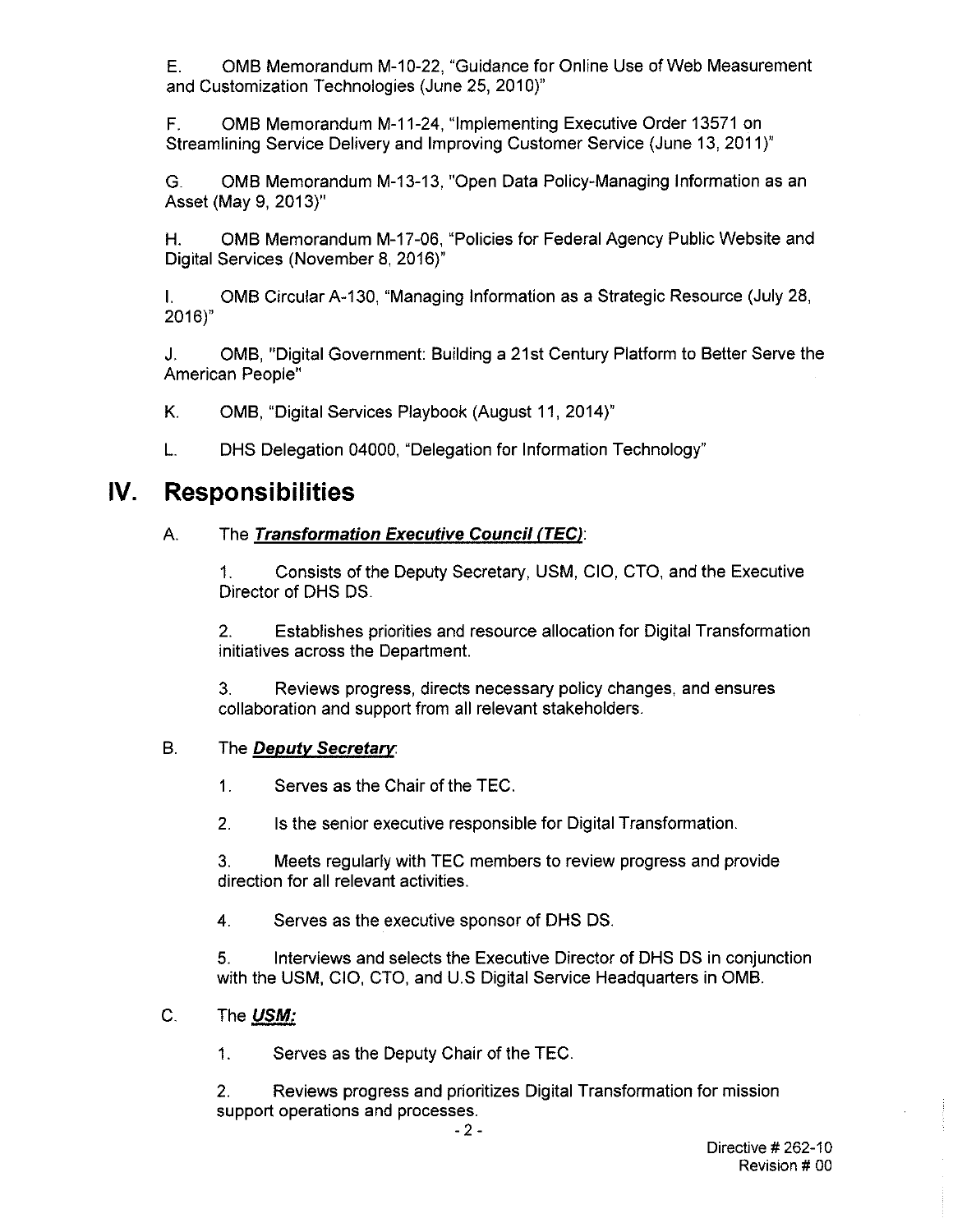E. OMB Memorandum M-10-22, "Guidance for Online Use of Web Measurement and Customization Technologies (June 25, 2010)"

F. OMB Memorandum M-11-24, "Implementing Executive Order 13571 on Streamlining Service Delivery and Improving Customer Service (June 13, 2011)"

G. OMB Memorandum M-13-13, "Open Data Policy-Managing Information as an Asset (May 9, 2013)"

H. OMB Memorandum M-17-06, "Policies for Federal Agency Public Website and Digital Services (November 8, 2016)"

I. OMB Circular A-130, "Managing Information as a Strategic Resource (July 28, 2016)"

J. OMB, "Digital Government: Building a 21st Century Platform to Better Serve the American People"

K. OMB, "Digital Services Playbook (August 11, 2014)"

L. DHS Delegation 04000, "Delegation for Information Technology"

# IV. Responsibilities

A. The ***Transformation Executive Council (TEC)***:

1. Consists of the Deputy Secretary, USM, CIO, CTO, and the Executive Director of DHS DS.

2. Establishes priorities and resource allocation for Digital Transformation initiatives across the Department.

3. Reviews progress, directs necessary policy changes, and ensures collaboration and support from all relevant stakeholders.

B. The ***Deputy Secretary***:

1. Serves as the Chair of the TEC.

2. Is the senior executive responsible for Digital Transformation.

3. Meets regularly with TEC members to review progress and provide direction for all relevant activities.

4. Serves as the executive sponsor of DHS DS.

5. Interviews and selects the Executive Director of DHS DS in conjunction with the USM, CIO, CTO, and U.S Digital Service Headquarters in OMB.

C. The ***USM:***

1. Serves as the Deputy Chair of the TEC.

2. Reviews progress and prioritizes Digital Transformation for mission support operations and processes.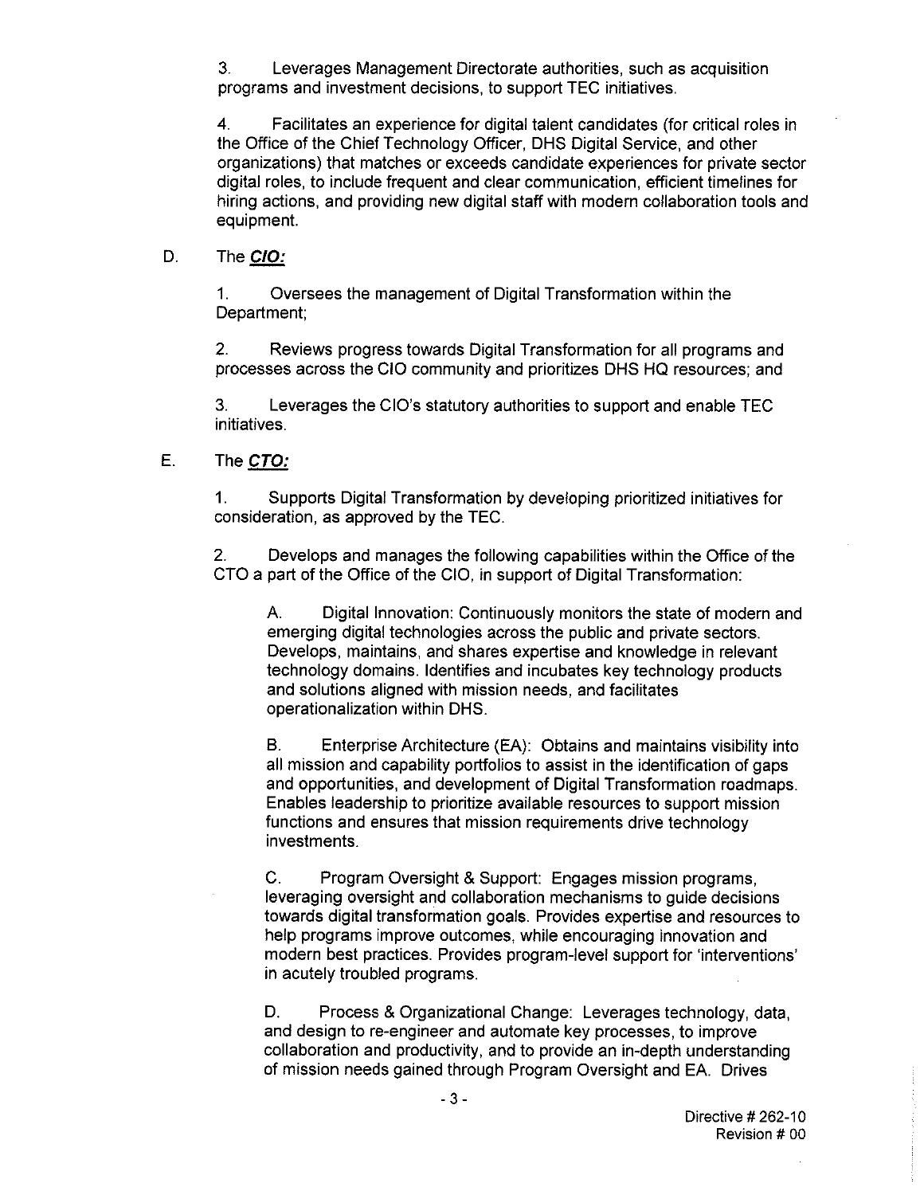3. Leverages Management Directorate authorities, such as acquisition programs and investment decisions, to support TEC initiatives.

4. Facilitates an experience for digital talent candidates (for critical roles in the Office of the Chief Technology Officer, DHS Digital Service, and other organizations) that matches or exceeds candidate experiences for private sector digital roles, to include frequent and clear communication, efficient timelines for hiring actions, and providing new digital staff with modern collaboration tools and equipment.

D. The ***CIO:***

1. Oversees the management of Digital Transformation within the Department;

2. Reviews progress towards Digital Transformation for all programs and processes across the CIO community and prioritizes DHS HQ resources; and

3. Leverages the CIO's statutory authorities to support and enable TEC initiatives.

E. The ***CTO:***

1. Supports Digital Transformation by developing prioritized initiatives for consideration, as approved by the TEC.

2. Develops and manages the following capabilities within the Office of the CTO a part of the Office of the CIO, in support of Digital Transformation:

A. Digital Innovation: Continuously monitors the state of modern and emerging digital technologies across the public and private sectors. Develops, maintains, and shares expertise and knowledge in relevant technology domains. Identifies and incubates key technology products and solutions aligned with mission needs, and facilitates operationalization within DHS.

B. Enterprise Architecture (EA): Obtains and maintains visibility into all mission and capability portfolios to assist in the identification of gaps and opportunities, and development of Digital Transformation roadmaps. Enables leadership to prioritize available resources to support mission functions and ensures that mission requirements drive technology investments.

C. Program Oversight & Support: Engages mission programs, leveraging oversight and collaboration mechanisms to guide decisions towards digital transformation goals. Provides expertise and resources to help programs improve outcomes, while encouraging innovation and modern best practices. Provides program-level support for 'interventions' in acutely troubled programs.

D. Process & Organizational Change: Leverages technology, data, and design to re-engineer and automate key processes, to improve collaboration and productivity, and to provide an in-depth understanding of mission needs gained through Program Oversight and EA. Drives

Directive # 262-10
Revision # 00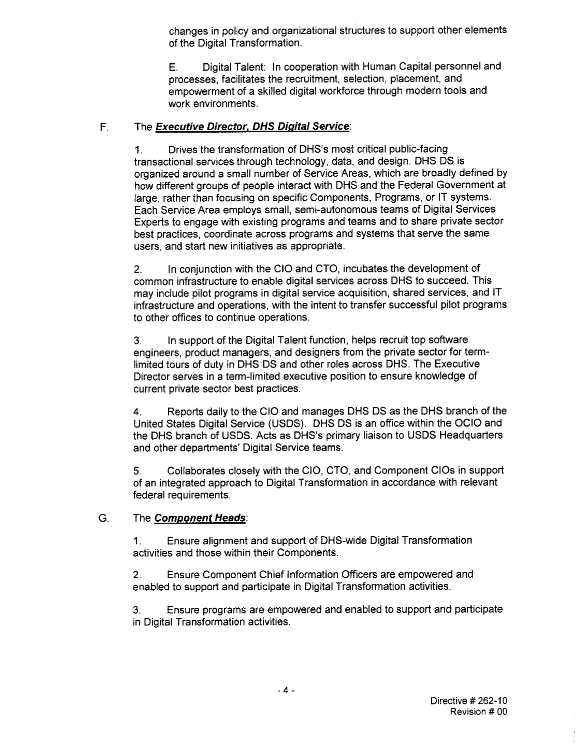changes in policy and organizational structures to support other elements of the Digital Transformation.

E. Digital Talent: In cooperation with Human Capital personnel and processes, facilitates the recruitment, selection, placement, and empowerment of a skilled digital workforce through modern tools and work environments.

F. The ***Executive Director, DHS Digital Service***:

1. Drives the transformation of DHS's most critical public-facing transactional services through technology, data, and design. DHS DS is organized around a small number of Service Areas, which are broadly defined by how different groups of people interact with DHS and the Federal Government at large, rather than focusing on specific Components, Programs, or IT systems. Each Service Area employs small, semi-autonomous teams of Digital Services Experts to engage with existing programs and teams and to share private sector best practices, coordinate across programs and systems that serve the same users, and start new initiatives as appropriate.

2. In conjunction with the CIO and CTO, incubates the development of common infrastructure to enable digital services across DHS to succeed. This may include pilot programs in digital service acquisition, shared services, and IT infrastructure and operations, with the intent to transfer successful pilot programs to other offices to continue operations.

3. In support of the Digital Talent function, helps recruit top software engineers, product managers, and designers from the private sector for term-limited tours of duty in DHS DS and other roles across DHS. The Executive Director serves in a term-limited executive position to ensure knowledge of current private sector best practices.

4. Reports daily to the CIO and manages DHS DS as the DHS branch of the United States Digital Service (USDS). DHS DS is an office within the OCIO and the DHS branch of USDS. Acts as DHS's primary liaison to USDS Headquarters and other departments' Digital Service teams.

5. Collaborates closely with the CIO, CTO, and Component CIOs in support of an integrated approach to Digital Transformation in accordance with relevant federal requirements.

G. The ***Component Heads***:

1. Ensure alignment and support of DHS-wide Digital Transformation activities and those within their Components.

2. Ensure Component Chief Information Officers are empowered and enabled to support and participate in Digital Transformation activities.

3. Ensure programs are empowered and enabled to support and participate in Digital Transformation activities.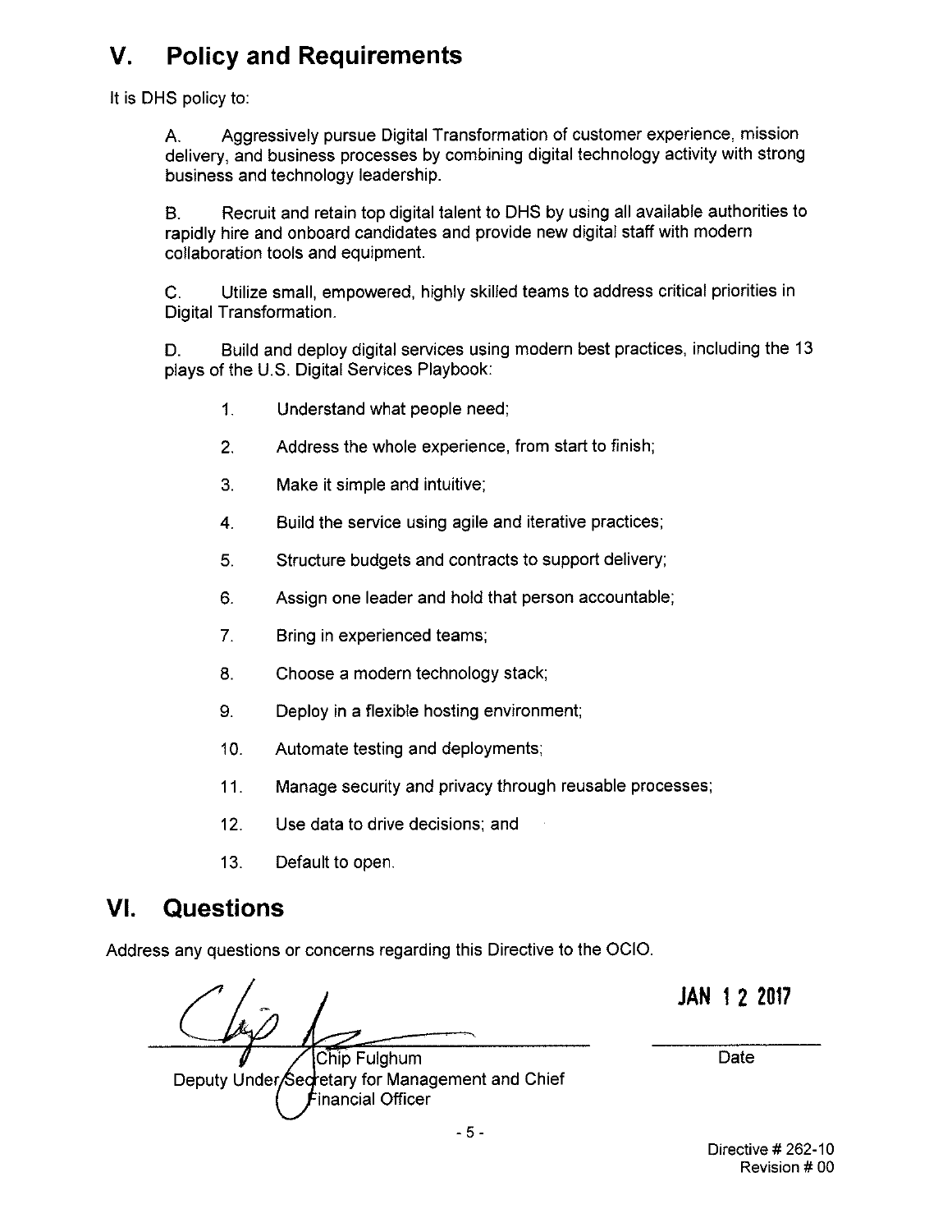## V. Policy and Requirements

It is DHS policy to:

A. Aggressively pursue Digital Transformation of customer experience, mission delivery, and business processes by combining digital technology activity with strong business and technology leadership.

B. Recruit and retain top digital talent to DHS by using all available authorities to rapidly hire and onboard candidates and provide new digital staff with modern collaboration tools and equipment.

C. Utilize small, empowered, highly skilled teams to address critical priorities in Digital Transformation.

D. Build and deploy digital services using modern best practices, including the 13 plays of the U.S. Digital Services Playbook:

1. Understand what people need;
2. Address the whole experience, from start to finish;
3. Make it simple and intuitive;
4. Build the service using agile and iterative practices;
5. Structure budgets and contracts to support delivery;
6. Assign one leader and hold that person accountable;
7. Bring in experienced teams;
8. Choose a modern technology stack;
9. Deploy in a flexible hosting environment;
10. Automate testing and deployments;
11. Manage security and privacy through reusable processes;
12. Use data to drive decisions; and
13. Default to open.

## VI. Questions

Address any questions or concerns regarding this Directive to the OCIO.

Chip Fulghum
Deputy Under Secretary for Management and Chief Financial Officer

JAN 12 2017
Date

Directive # 262-10
Revision # 00